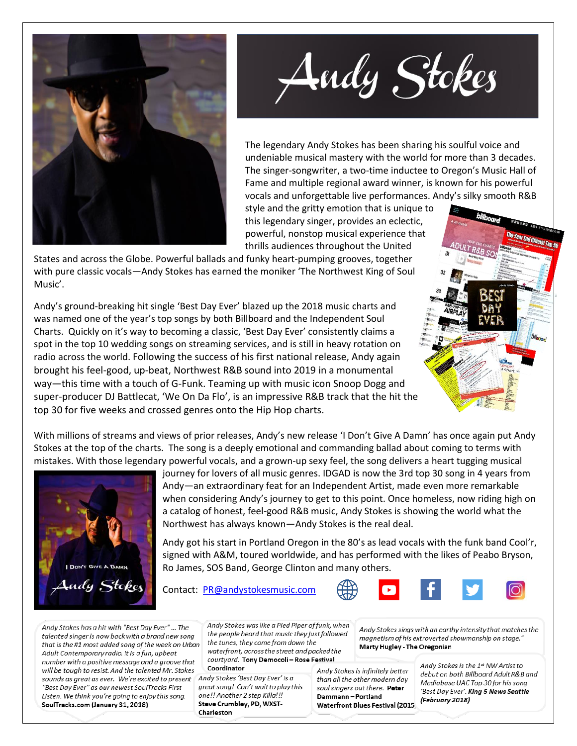# Andy Stokes

The legendary Andy Stokes has been sharing his soulful voice and undeniable musical mastery with the world for more than 3 decades. The singer-songwriter, a two-time inductee to Oregon's Music Hall of Fame and multiple regional award winner, is known for his powerful vocals and unforgettable live performances. Andy's silky smooth R&B style and the gritty emotion that is unique to this legendary singer, provides an eclectic, powerful, nonstop musical experience that thrills audiences throughout the United States and across the Globe. Powerful ballads and funky heart-pumping grooves, together with pure classic vocals—Andy Stokes has earned the moniker 'The Northwest King of Soul Music'.

Andy's ground-breaking hit single 'Best Day Ever' blazed up the 2018 music charts and was named one of the year's top songs by both Billboard and the Independent Soul Charts. Quickly on it's way to becoming a classic, 'Best Day Ever' consistently claims a spot in the top 10 wedding songs on streaming services, and is still in heavy rotation on radio across the world. Following the success of his first national release, Andy again brought his feel-good, up-beat, Northwest R&B sound into 2019 in a monumental way—this time with a touch of G-Funk. Teaming up with music icon Snoop Dogg and super-producer DJ Battlecat, 'We On Da Flo', is an impressive R&B track that the hit the top 30 for five weeks and crossed genres onto the Hip Hop charts.

With millions of streams and views of prior releases, Andy's new release 'I Don't Give A Damn' has once again put Andy Stokes at the top of the charts. The song is a deeply emotional and commanding ballad about coming to terms with mistakes. With those legendary powerful vocals, and a grown-up sexy feel, the song delivers a heart tugging musical journey for lovers of all music genres. IDGAD is now the 3rd top 30 song in 4 years from Andy—an extraordinary feat for an Independent Artist, made even more remarkable when considering Andy's journey to get to this point. Once homeless, now riding high on a catalog of honest, feel-good R&B music, Andy Stokes is showing the world what the Northwest has always known—Andy Stokes is the real deal.

Andy got his start in Portland Oregon in the 80's as lead vocals with the funk band Cool'r, signed with A&M, toured worldwide, and has performed with the likes of Peabo Bryson, Ro James, SOS Band, George Clinton and many others.

Contact: PR@andystokesmusic.com

*Andy Stokes has a hit with "Best Day Ever" ... The talented singer is now back with a brand new song that is the #1 most added song of the week on Urban Adult Contemporary radio. It is a fun, upbeat number with a positive message and a groove that will be tough to resist. And the talented Mr. Stokes sounds as great as ever. We're excited to present "Best Day Ever" as our newest SoulTracks First Listen. We think you're going to enjoy this song.* **SoulTracks.com (January 31, 2018)**

*Andy Stokes was like a Pied Piper of funk, when the people heard that music they just followed the tunes, they came from down the waterfront, across the street and packed the courtyard.* **Tony Democoli – Rose Festival Coordinator**

*Andy Stokes 'Best Day Ever' is a great song! Can't wait to play this one!! Another 2 step Killa!!!* **Steve Crumbley, PD, WXST-Charleston**

*Andy Stokes is infinitely better than all the other modern day soul singers out there.* **Peter Dammann – Portland Waterfront Blues Festival (2015)**

*Andy Stokes sings with an earthy intensity that matches the magnetism of his extroverted showmanship on stage."* **Marty Hugley - The Oregonian**

*Andy Stokes is the 1st NW Artist to debut on both Billboard Adult R&B and Mediabase UAC Top 30 for his song 'Best Day Ever'.* ***King 5 News Seattle (February 2018)***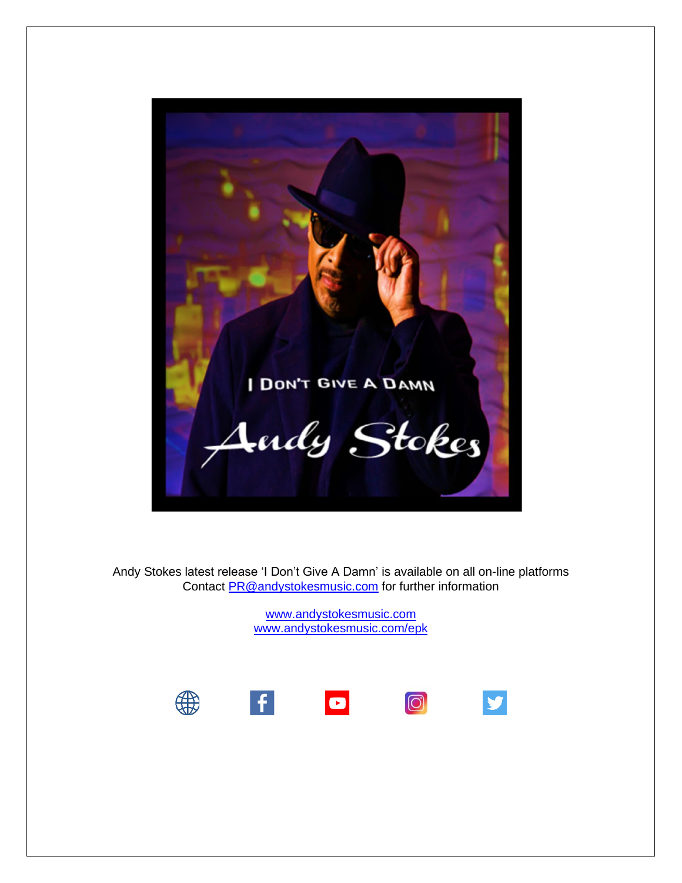Andy Stokes latest release 'I Don't Give A Damn' is available on all on-line platforms
Contact PR@andystokesmusic.com for further information

www.andystokesmusic.com
www.andystokesmusic.com/epk